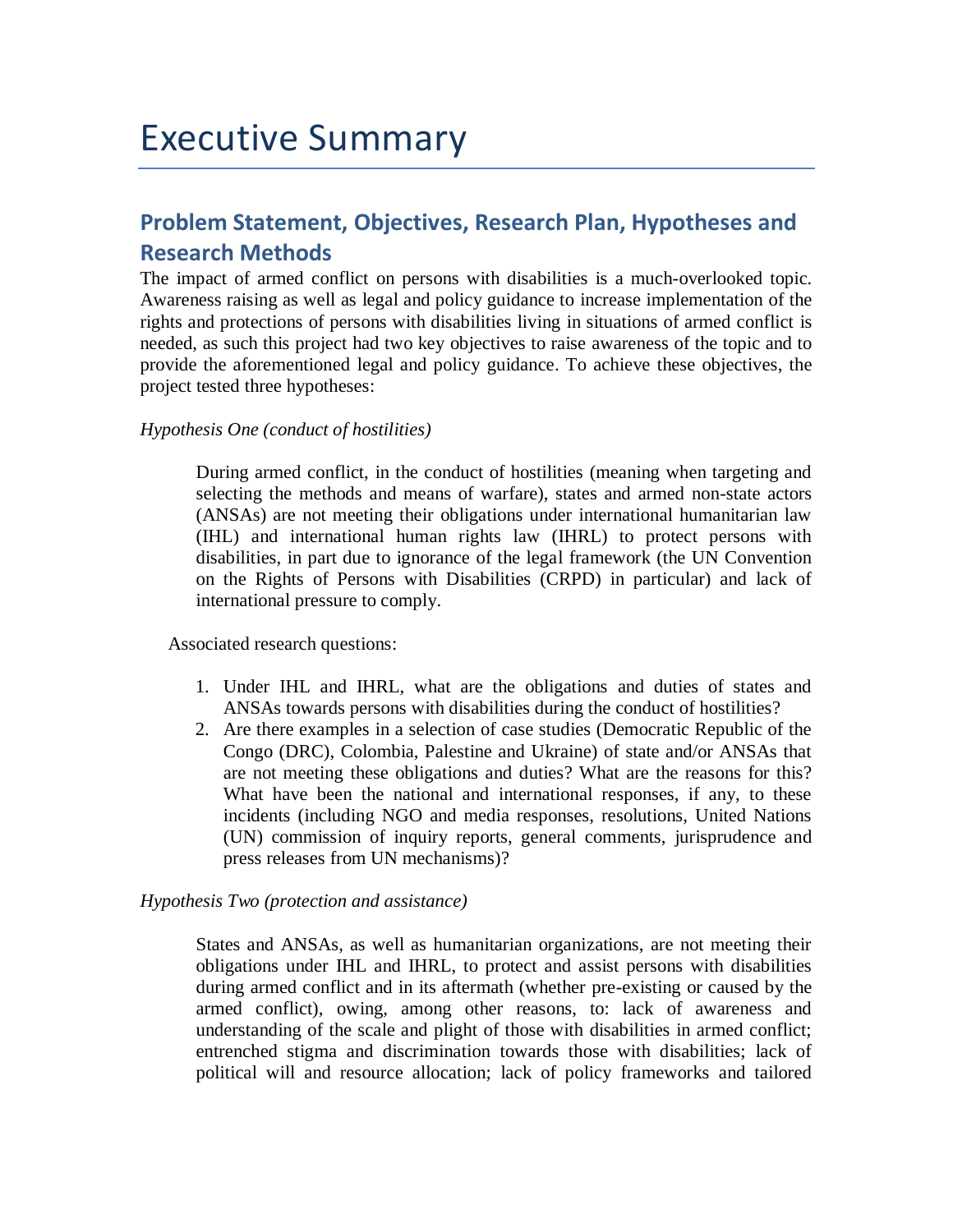# Executive Summary

## Problem Statement, Objectives, Research Plan, Hypotheses and Research Methods

The impact of armed conflict on persons with disabilities is a much-overlooked topic. Awareness raising as well as legal and policy guidance to increase implementation of the rights and protections of persons with disabilities living in situations of armed conflict is needed, as such this project had two key objectives to raise awareness of the topic and to provide the aforementioned legal and policy guidance. To achieve these objectives, the project tested three hypotheses:

*Hypothesis One (conduct of hostilities)*

> During armed conflict, in the conduct of hostilities (meaning when targeting and selecting the methods and means of warfare), states and armed non-state actors (ANSAs) are not meeting their obligations under international humanitarian law (IHL) and international human rights law (IHRL) to protect persons with disabilities, in part due to ignorance of the legal framework (the UN Convention on the Rights of Persons with Disabilities (CRPD) in particular) and lack of international pressure to comply.

Associated research questions:

1. Under IHL and IHRL, what are the obligations and duties of states and ANSAs towards persons with disabilities during the conduct of hostilities?
2. Are there examples in a selection of case studies (Democratic Republic of the Congo (DRC), Colombia, Palestine and Ukraine) of state and/or ANSAs that are not meeting these obligations and duties? What are the reasons for this? What have been the national and international responses, if any, to these incidents (including NGO and media responses, resolutions, United Nations (UN) commission of inquiry reports, general comments, jurisprudence and press releases from UN mechanisms)?

*Hypothesis Two (protection and assistance)*

> States and ANSAs, as well as humanitarian organizations, are not meeting their obligations under IHL and IHRL, to protect and assist persons with disabilities during armed conflict and in its aftermath (whether pre-existing or caused by the armed conflict), owing, among other reasons, to: lack of awareness and understanding of the scale and plight of those with disabilities in armed conflict; entrenched stigma and discrimination towards those with disabilities; lack of political will and resource allocation; lack of policy frameworks and tailored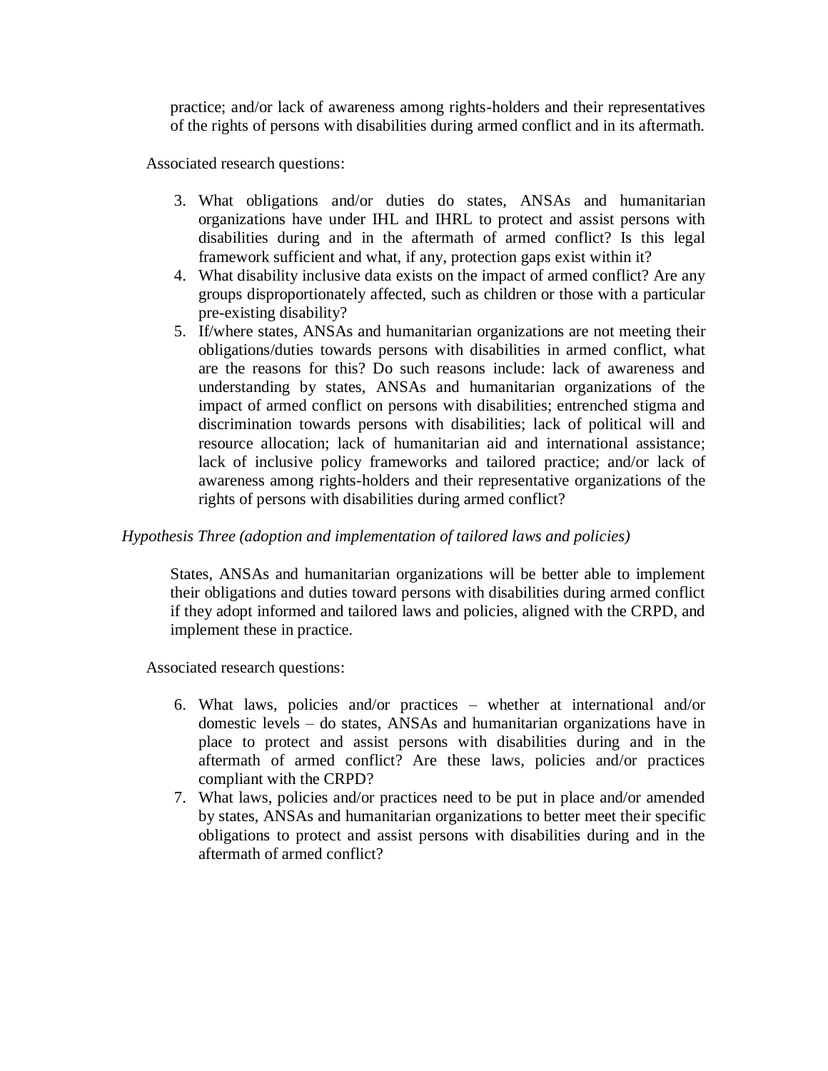practice; and/or lack of awareness among rights-holders and their representatives of the rights of persons with disabilities during armed conflict and in its aftermath.

Associated research questions:

3. What obligations and/or duties do states, ANSAs and humanitarian organizations have under IHL and IHRL to protect and assist persons with disabilities during and in the aftermath of armed conflict? Is this legal framework sufficient and what, if any, protection gaps exist within it?
4. What disability inclusive data exists on the impact of armed conflict? Are any groups disproportionately affected, such as children or those with a particular pre-existing disability?
5. If/where states, ANSAs and humanitarian organizations are not meeting their obligations/duties towards persons with disabilities in armed conflict, what are the reasons for this? Do such reasons include: lack of awareness and understanding by states, ANSAs and humanitarian organizations of the impact of armed conflict on persons with disabilities; entrenched stigma and discrimination towards persons with disabilities; lack of political will and resource allocation; lack of humanitarian aid and international assistance; lack of inclusive policy frameworks and tailored practice; and/or lack of awareness among rights-holders and their representative organizations of the rights of persons with disabilities during armed conflict?

*Hypothesis Three (adoption and implementation of tailored laws and policies)*

States, ANSAs and humanitarian organizations will be better able to implement their obligations and duties toward persons with disabilities during armed conflict if they adopt informed and tailored laws and policies, aligned with the CRPD, and implement these in practice.

Associated research questions:

6. What laws, policies and/or practices – whether at international and/or domestic levels – do states, ANSAs and humanitarian organizations have in place to protect and assist persons with disabilities during and in the aftermath of armed conflict? Are these laws, policies and/or practices compliant with the CRPD?
7. What laws, policies and/or practices need to be put in place and/or amended by states, ANSAs and humanitarian organizations to better meet their specific obligations to protect and assist persons with disabilities during and in the aftermath of armed conflict?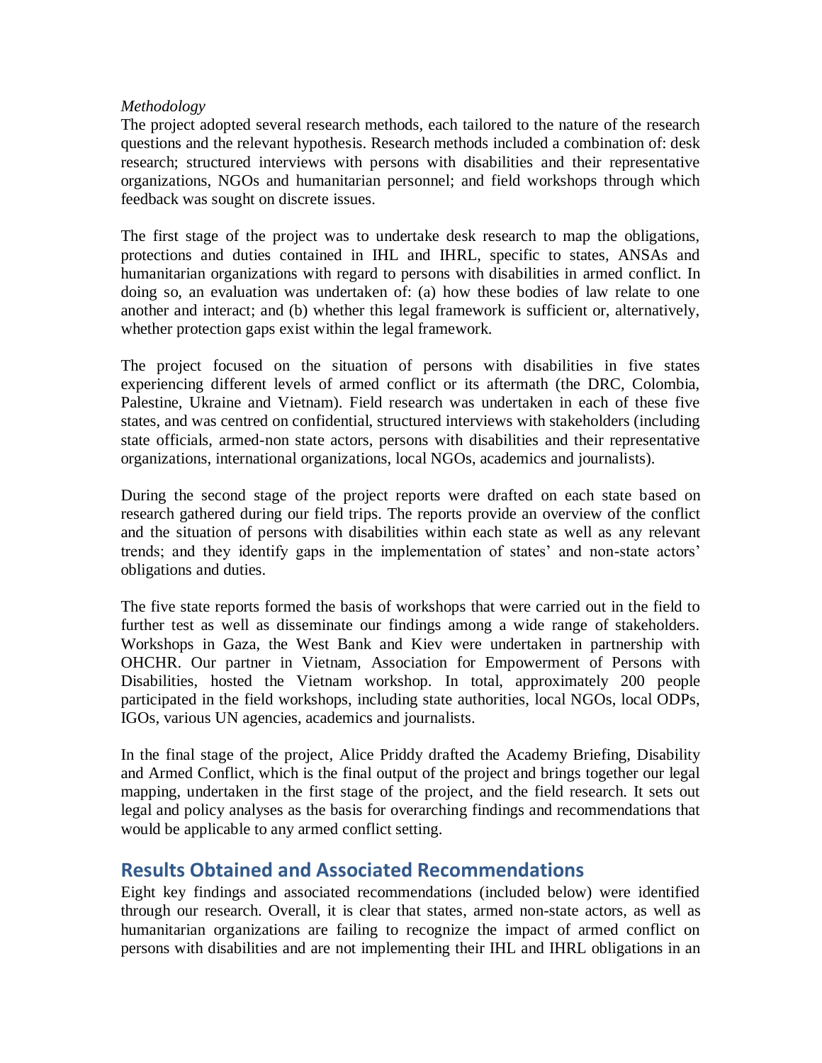*Methodology*

The project adopted several research methods, each tailored to the nature of the research questions and the relevant hypothesis. Research methods included a combination of: desk research; structured interviews with persons with disabilities and their representative organizations, NGOs and humanitarian personnel; and field workshops through which feedback was sought on discrete issues.

The first stage of the project was to undertake desk research to map the obligations, protections and duties contained in IHL and IHRL, specific to states, ANSAs and humanitarian organizations with regard to persons with disabilities in armed conflict. In doing so, an evaluation was undertaken of: (a) how these bodies of law relate to one another and interact; and (b) whether this legal framework is sufficient or, alternatively, whether protection gaps exist within the legal framework.

The project focused on the situation of persons with disabilities in five states experiencing different levels of armed conflict or its aftermath (the DRC, Colombia, Palestine, Ukraine and Vietnam). Field research was undertaken in each of these five states, and was centred on confidential, structured interviews with stakeholders (including state officials, armed-non state actors, persons with disabilities and their representative organizations, international organizations, local NGOs, academics and journalists).

During the second stage of the project reports were drafted on each state based on research gathered during our field trips. The reports provide an overview of the conflict and the situation of persons with disabilities within each state as well as any relevant trends; and they identify gaps in the implementation of states' and non-state actors' obligations and duties.

The five state reports formed the basis of workshops that were carried out in the field to further test as well as disseminate our findings among a wide range of stakeholders. Workshops in Gaza, the West Bank and Kiev were undertaken in partnership with OHCHR. Our partner in Vietnam, Association for Empowerment of Persons with Disabilities, hosted the Vietnam workshop. In total, approximately 200 people participated in the field workshops, including state authorities, local NGOs, local ODPs, IGOs, various UN agencies, academics and journalists.

In the final stage of the project, Alice Priddy drafted the Academy Briefing, Disability and Armed Conflict, which is the final output of the project and brings together our legal mapping, undertaken in the first stage of the project, and the field research. It sets out legal and policy analyses as the basis for overarching findings and recommendations that would be applicable to any armed conflict setting.

## Results Obtained and Associated Recommendations

Eight key findings and associated recommendations (included below) were identified through our research. Overall, it is clear that states, armed non-state actors, as well as humanitarian organizations are failing to recognize the impact of armed conflict on persons with disabilities and are not implementing their IHL and IHRL obligations in an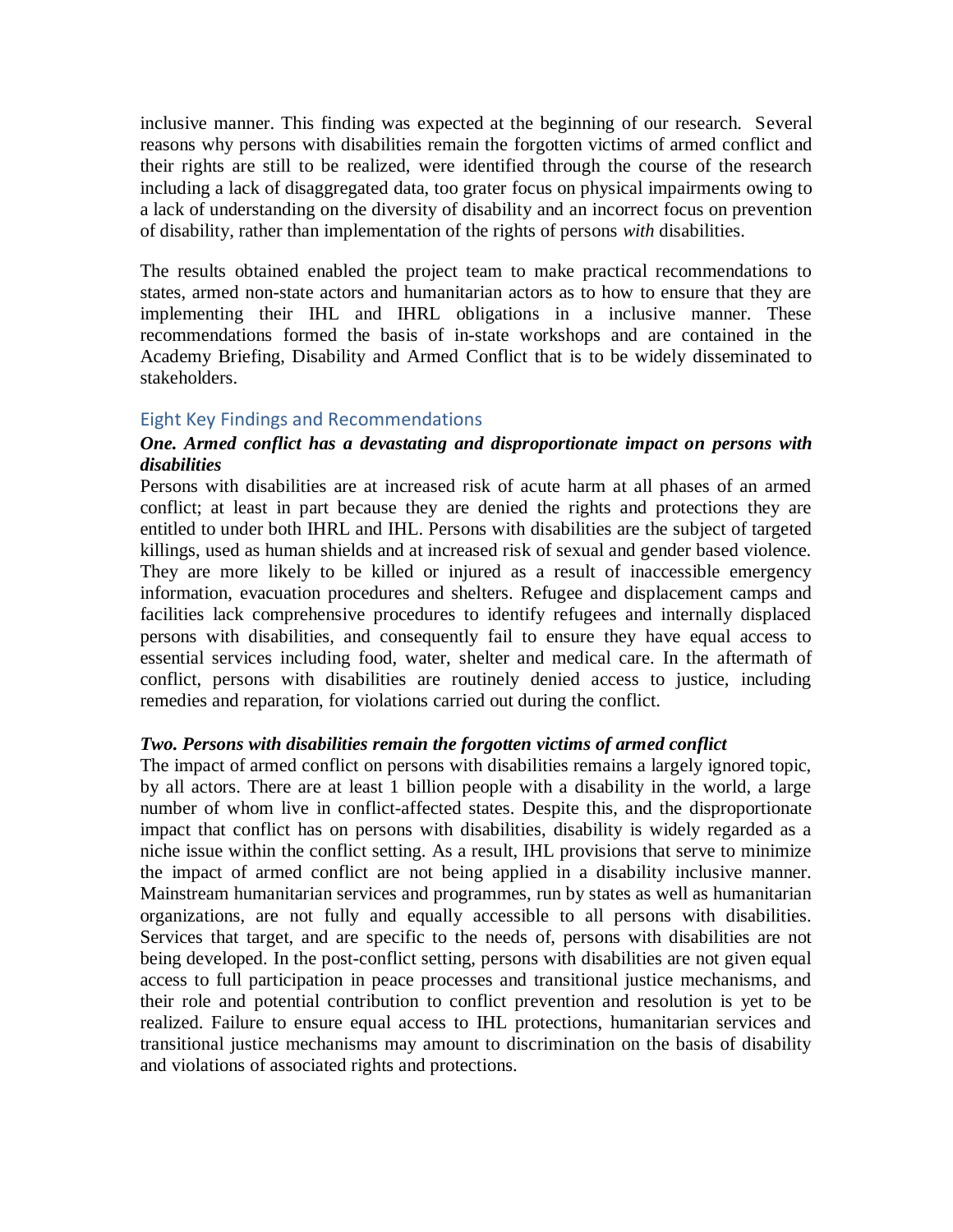inclusive manner. This finding was expected at the beginning of our research. Several reasons why persons with disabilities remain the forgotten victims of armed conflict and their rights are still to be realized, were identified through the course of the research including a lack of disaggregated data, too grater focus on physical impairments owing to a lack of understanding on the diversity of disability and an incorrect focus on prevention of disability, rather than implementation of the rights of persons *with* disabilities.

The results obtained enabled the project team to make practical recommendations to states, armed non-state actors and humanitarian actors as to how to ensure that they are implementing their IHL and IHRL obligations in a inclusive manner. These recommendations formed the basis of in-state workshops and are contained in the Academy Briefing, Disability and Armed Conflict that is to be widely disseminated to stakeholders.

## Eight Key Findings and Recommendations

### *One. Armed conflict has a devastating and disproportionate impact on persons with disabilities*

Persons with disabilities are at increased risk of acute harm at all phases of an armed conflict; at least in part because they are denied the rights and protections they are entitled to under both IHRL and IHL. Persons with disabilities are the subject of targeted killings, used as human shields and at increased risk of sexual and gender based violence. They are more likely to be killed or injured as a result of inaccessible emergency information, evacuation procedures and shelters. Refugee and displacement camps and facilities lack comprehensive procedures to identify refugees and internally displaced persons with disabilities, and consequently fail to ensure they have equal access to essential services including food, water, shelter and medical care. In the aftermath of conflict, persons with disabilities are routinely denied access to justice, including remedies and reparation, for violations carried out during the conflict.

### *Two. Persons with disabilities remain the forgotten victims of armed conflict*

The impact of armed conflict on persons with disabilities remains a largely ignored topic, by all actors. There are at least 1 billion people with a disability in the world, a large number of whom live in conflict-affected states. Despite this, and the disproportionate impact that conflict has on persons with disabilities, disability is widely regarded as a niche issue within the conflict setting. As a result, IHL provisions that serve to minimize the impact of armed conflict are not being applied in a disability inclusive manner. Mainstream humanitarian services and programmes, run by states as well as humanitarian organizations, are not fully and equally accessible to all persons with disabilities. Services that target, and are specific to the needs of, persons with disabilities are not being developed. In the post-conflict setting, persons with disabilities are not given equal access to full participation in peace processes and transitional justice mechanisms, and their role and potential contribution to conflict prevention and resolution is yet to be realized. Failure to ensure equal access to IHL protections, humanitarian services and transitional justice mechanisms may amount to discrimination on the basis of disability and violations of associated rights and protections.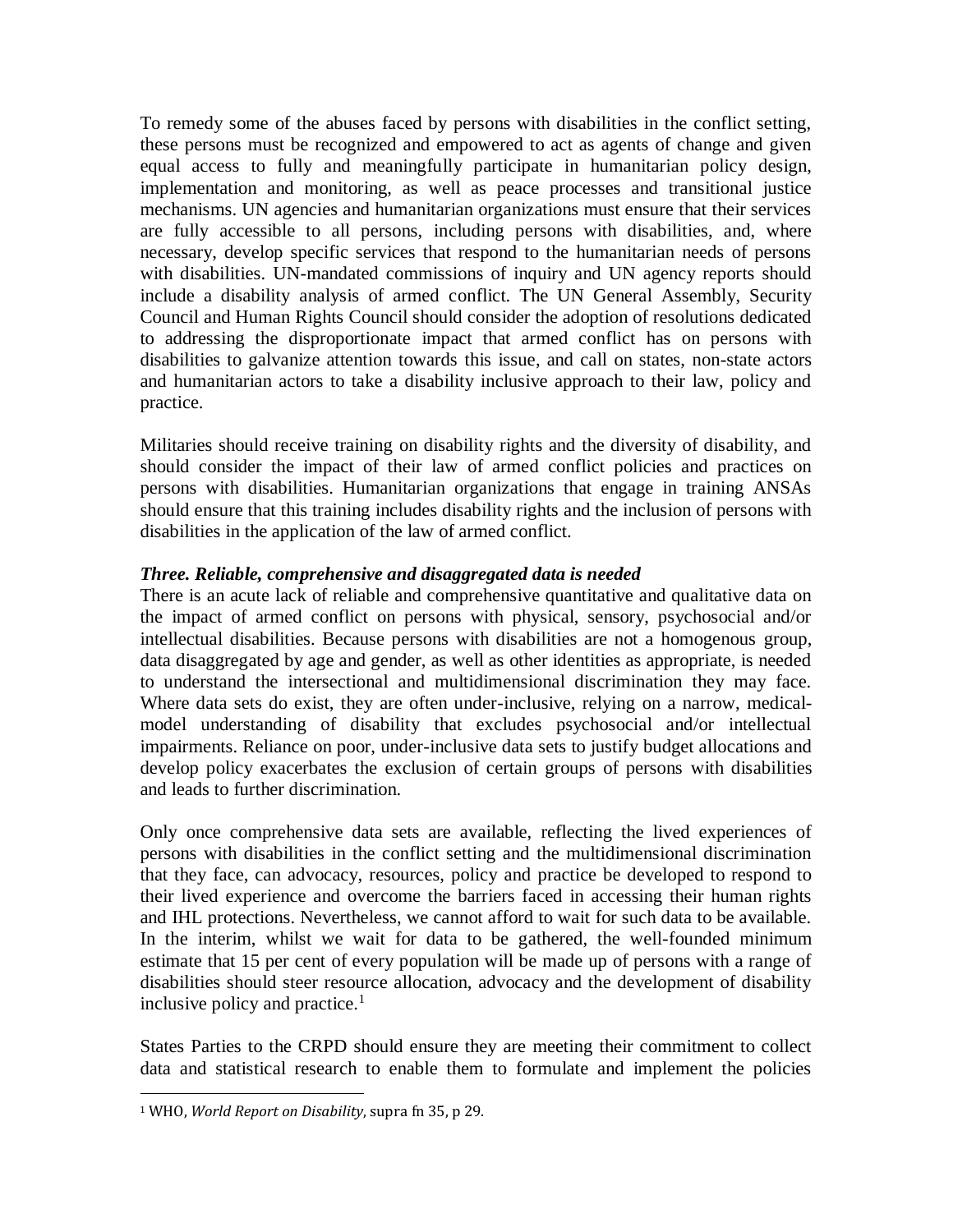To remedy some of the abuses faced by persons with disabilities in the conflict setting, these persons must be recognized and empowered to act as agents of change and given equal access to fully and meaningfully participate in humanitarian policy design, implementation and monitoring, as well as peace processes and transitional justice mechanisms. UN agencies and humanitarian organizations must ensure that their services are fully accessible to all persons, including persons with disabilities, and, where necessary, develop specific services that respond to the humanitarian needs of persons with disabilities. UN-mandated commissions of inquiry and UN agency reports should include a disability analysis of armed conflict. The UN General Assembly, Security Council and Human Rights Council should consider the adoption of resolutions dedicated to addressing the disproportionate impact that armed conflict has on persons with disabilities to galvanize attention towards this issue, and call on states, non-state actors and humanitarian actors to take a disability inclusive approach to their law, policy and practice.

Militaries should receive training on disability rights and the diversity of disability, and should consider the impact of their law of armed conflict policies and practices on persons with disabilities. Humanitarian organizations that engage in training ANSAs should ensure that this training includes disability rights and the inclusion of persons with disabilities in the application of the law of armed conflict.

***Three. Reliable, comprehensive and disaggregated data is needed***

There is an acute lack of reliable and comprehensive quantitative and qualitative data on the impact of armed conflict on persons with physical, sensory, psychosocial and/or intellectual disabilities. Because persons with disabilities are not a homogenous group, data disaggregated by age and gender, as well as other identities as appropriate, is needed to understand the intersectional and multidimensional discrimination they may face. Where data sets do exist, they are often under-inclusive, relying on a narrow, medical-model understanding of disability that excludes psychosocial and/or intellectual impairments. Reliance on poor, under-inclusive data sets to justify budget allocations and develop policy exacerbates the exclusion of certain groups of persons with disabilities and leads to further discrimination.

Only once comprehensive data sets are available, reflecting the lived experiences of persons with disabilities in the conflict setting and the multidimensional discrimination that they face, can advocacy, resources, policy and practice be developed to respond to their lived experience and overcome the barriers faced in accessing their human rights and IHL protections. Nevertheless, we cannot afford to wait for such data to be available. In the interim, whilst we wait for data to be gathered, the well-founded minimum estimate that 15 per cent of every population will be made up of persons with a range of disabilities should steer resource allocation, advocacy and the development of disability inclusive policy and practice.[1]

States Parties to the CRPD should ensure they are meeting their commitment to collect data and statistical research to enable them to formulate and implement the policies

[1] WHO, *World Report on Disability*, supra fn 35, p 29.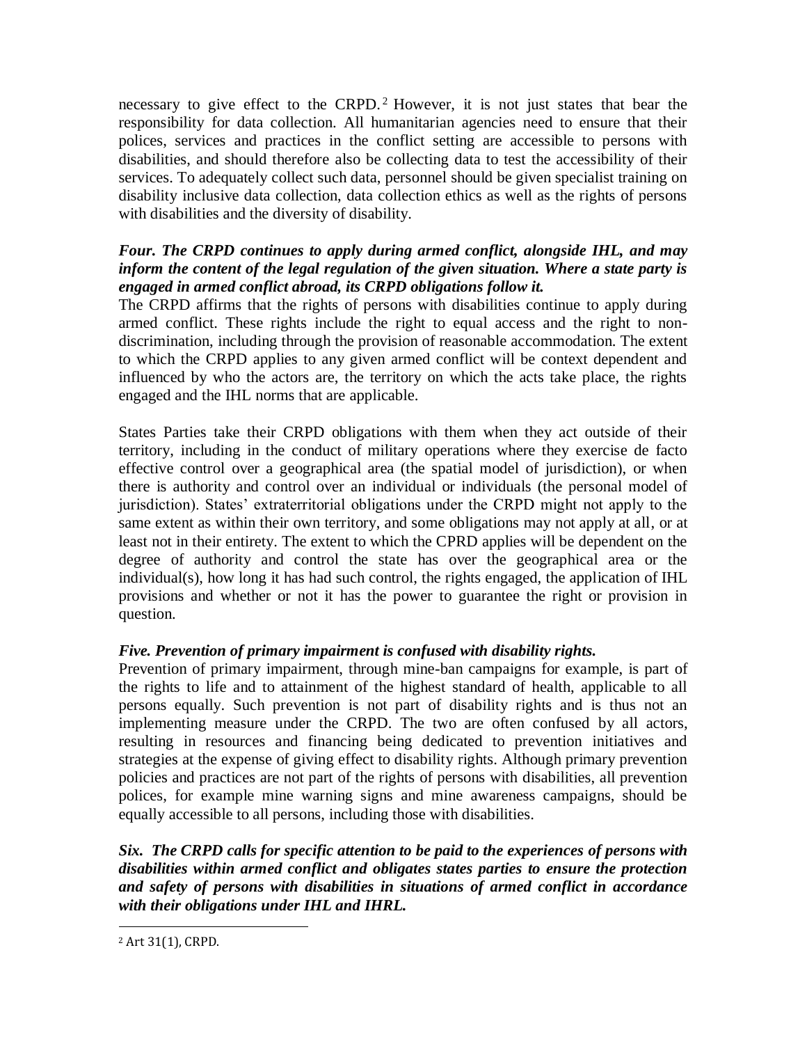necessary to give effect to the CRPD.[2] However, it is not just states that bear the responsibility for data collection. All humanitarian agencies need to ensure that their polices, services and practices in the conflict setting are accessible to persons with disabilities, and should therefore also be collecting data to test the accessibility of their services. To adequately collect such data, personnel should be given specialist training on disability inclusive data collection, data collection ethics as well as the rights of persons with disabilities and the diversity of disability.

***Four. The CRPD continues to apply during armed conflict, alongside IHL, and may inform the content of the legal regulation of the given situation. Where a state party is engaged in armed conflict abroad, its CRPD obligations follow it.***

The CRPD affirms that the rights of persons with disabilities continue to apply during armed conflict. These rights include the right to equal access and the right to non-discrimination, including through the provision of reasonable accommodation. The extent to which the CRPD applies to any given armed conflict will be context dependent and influenced by who the actors are, the territory on which the acts take place, the rights engaged and the IHL norms that are applicable.

States Parties take their CRPD obligations with them when they act outside of their territory, including in the conduct of military operations where they exercise de facto effective control over a geographical area (the spatial model of jurisdiction), or when there is authority and control over an individual or individuals (the personal model of jurisdiction). States' extraterritorial obligations under the CRPD might not apply to the same extent as within their own territory, and some obligations may not apply at all, or at least not in their entirety. The extent to which the CPRD applies will be dependent on the degree of authority and control the state has over the geographical area or the individual(s), how long it has had such control, the rights engaged, the application of IHL provisions and whether or not it has the power to guarantee the right or provision in question.

***Five. Prevention of primary impairment is confused with disability rights.***

Prevention of primary impairment, through mine-ban campaigns for example, is part of the rights to life and to attainment of the highest standard of health, applicable to all persons equally. Such prevention is not part of disability rights and is thus not an implementing measure under the CRPD. The two are often confused by all actors, resulting in resources and financing being dedicated to prevention initiatives and strategies at the expense of giving effect to disability rights. Although primary prevention policies and practices are not part of the rights of persons with disabilities, all prevention polices, for example mine warning signs and mine awareness campaigns, should be equally accessible to all persons, including those with disabilities.

***Six. The CRPD calls for specific attention to be paid to the experiences of persons with disabilities within armed conflict and obligates states parties to ensure the protection and safety of persons with disabilities in situations of armed conflict in accordance with their obligations under IHL and IHRL.***

---

[2] Art 31(1), CRPD.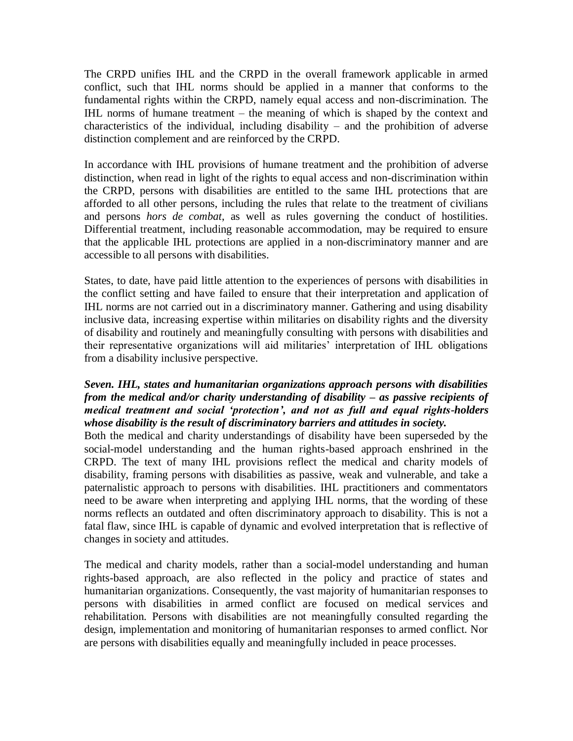The CRPD unifies IHL and the CRPD in the overall framework applicable in armed conflict, such that IHL norms should be applied in a manner that conforms to the fundamental rights within the CRPD, namely equal access and non-discrimination. The IHL norms of humane treatment – the meaning of which is shaped by the context and characteristics of the individual, including disability – and the prohibition of adverse distinction complement and are reinforced by the CRPD.

In accordance with IHL provisions of humane treatment and the prohibition of adverse distinction, when read in light of the rights to equal access and non-discrimination within the CRPD, persons with disabilities are entitled to the same IHL protections that are afforded to all other persons, including the rules that relate to the treatment of civilians and persons *hors de combat*, as well as rules governing the conduct of hostilities. Differential treatment, including reasonable accommodation, may be required to ensure that the applicable IHL protections are applied in a non-discriminatory manner and are accessible to all persons with disabilities.

States, to date, have paid little attention to the experiences of persons with disabilities in the conflict setting and have failed to ensure that their interpretation and application of IHL norms are not carried out in a discriminatory manner. Gathering and using disability inclusive data, increasing expertise within militaries on disability rights and the diversity of disability and routinely and meaningfully consulting with persons with disabilities and their representative organizations will aid militaries' interpretation of IHL obligations from a disability inclusive perspective.

***Seven. IHL, states and humanitarian organizations approach persons with disabilities from the medical and/or charity understanding of disability – as passive recipients of medical treatment and social 'protection', and not as full and equal rights-holders whose disability is the result of discriminatory barriers and attitudes in society.***

Both the medical and charity understandings of disability have been superseded by the social-model understanding and the human rights-based approach enshrined in the CRPD. The text of many IHL provisions reflect the medical and charity models of disability, framing persons with disabilities as passive, weak and vulnerable, and take a paternalistic approach to persons with disabilities. IHL practitioners and commentators need to be aware when interpreting and applying IHL norms, that the wording of these norms reflects an outdated and often discriminatory approach to disability. This is not a fatal flaw, since IHL is capable of dynamic and evolved interpretation that is reflective of changes in society and attitudes.

The medical and charity models, rather than a social-model understanding and human rights-based approach, are also reflected in the policy and practice of states and humanitarian organizations. Consequently, the vast majority of humanitarian responses to persons with disabilities in armed conflict are focused on medical services and rehabilitation. Persons with disabilities are not meaningfully consulted regarding the design, implementation and monitoring of humanitarian responses to armed conflict. Nor are persons with disabilities equally and meaningfully included in peace processes.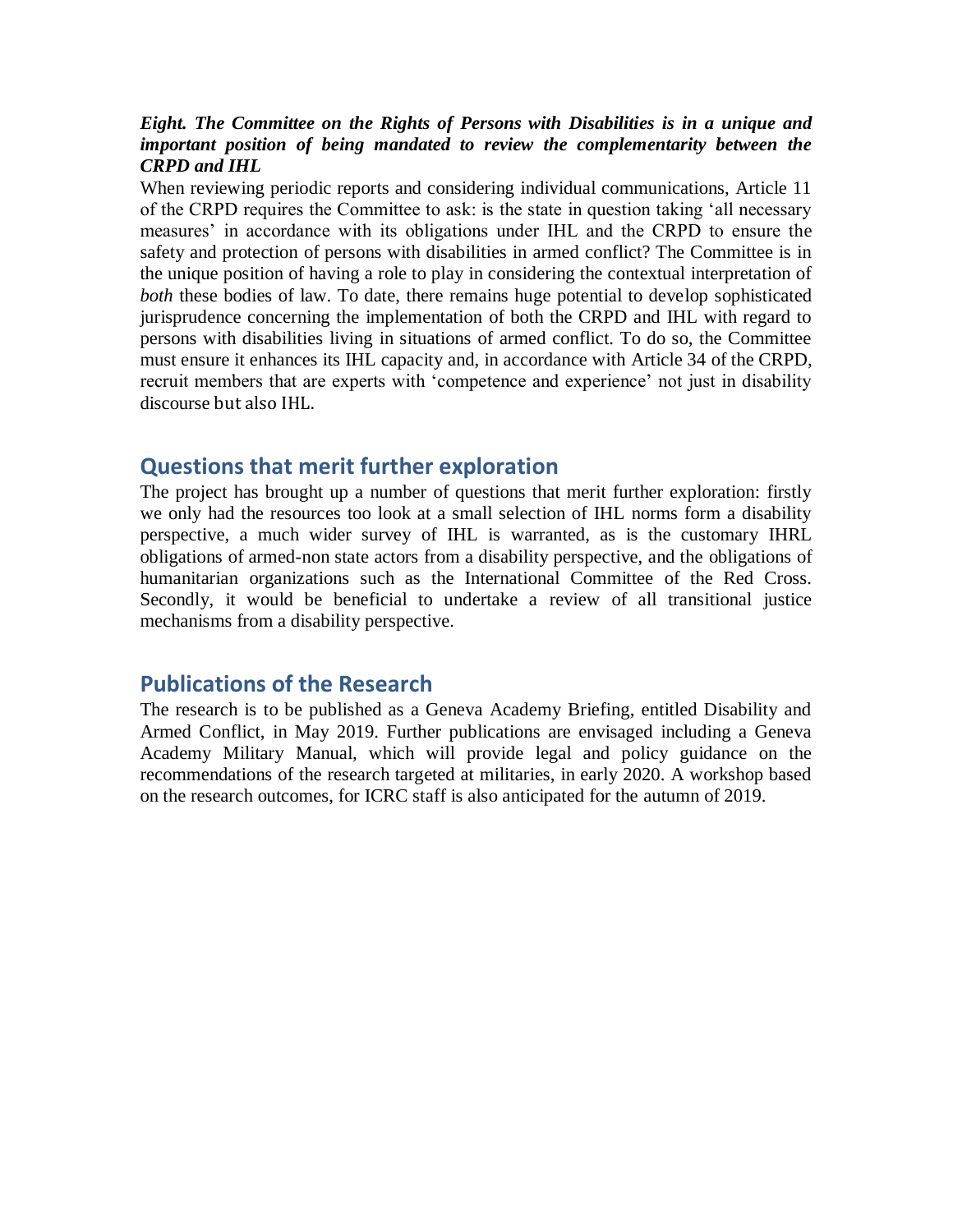***Eight. The Committee on the Rights of Persons with Disabilities is in a unique and important position of being mandated to review the complementarity between the CRPD and IHL***

When reviewing periodic reports and considering individual communications, Article 11 of the CRPD requires the Committee to ask: is the state in question taking 'all necessary measures' in accordance with its obligations under IHL and the CRPD to ensure the safety and protection of persons with disabilities in armed conflict? The Committee is in the unique position of having a role to play in considering the contextual interpretation of *both* these bodies of law. To date, there remains huge potential to develop sophisticated jurisprudence concerning the implementation of both the CRPD and IHL with regard to persons with disabilities living in situations of armed conflict. To do so, the Committee must ensure it enhances its IHL capacity and, in accordance with Article 34 of the CRPD, recruit members that are experts with 'competence and experience' not just in disability discourse but also IHL.

## Questions that merit further exploration

The project has brought up a number of questions that merit further exploration: firstly we only had the resources too look at a small selection of IHL norms form a disability perspective, a much wider survey of IHL is warranted, as is the customary IHRL obligations of armed-non state actors from a disability perspective, and the obligations of humanitarian organizations such as the International Committee of the Red Cross. Secondly, it would be beneficial to undertake a review of all transitional justice mechanisms from a disability perspective.

## Publications of the Research

The research is to be published as a Geneva Academy Briefing, entitled Disability and Armed Conflict, in May 2019. Further publications are envisaged including a Geneva Academy Military Manual, which will provide legal and policy guidance on the recommendations of the research targeted at militaries, in early 2020. A workshop based on the research outcomes, for ICRC staff is also anticipated for the autumn of 2019.